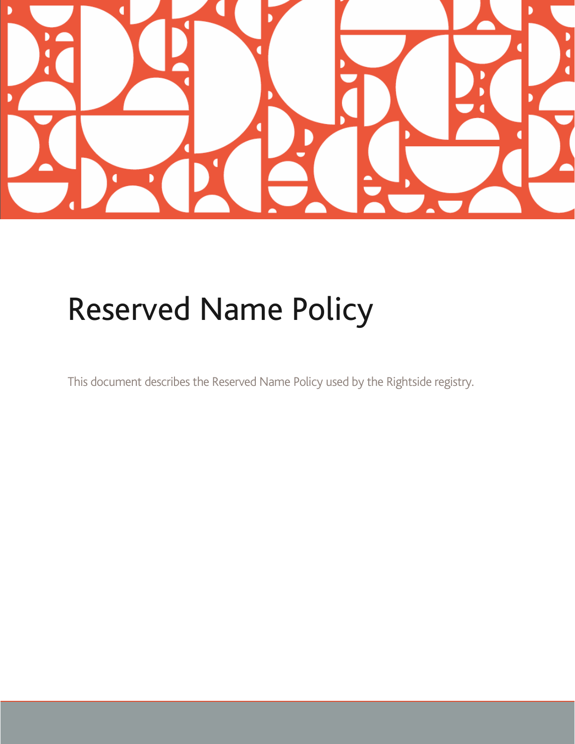# Reserved Name Policy

This document describes the Reserved Name Policy used by the Rightside registry.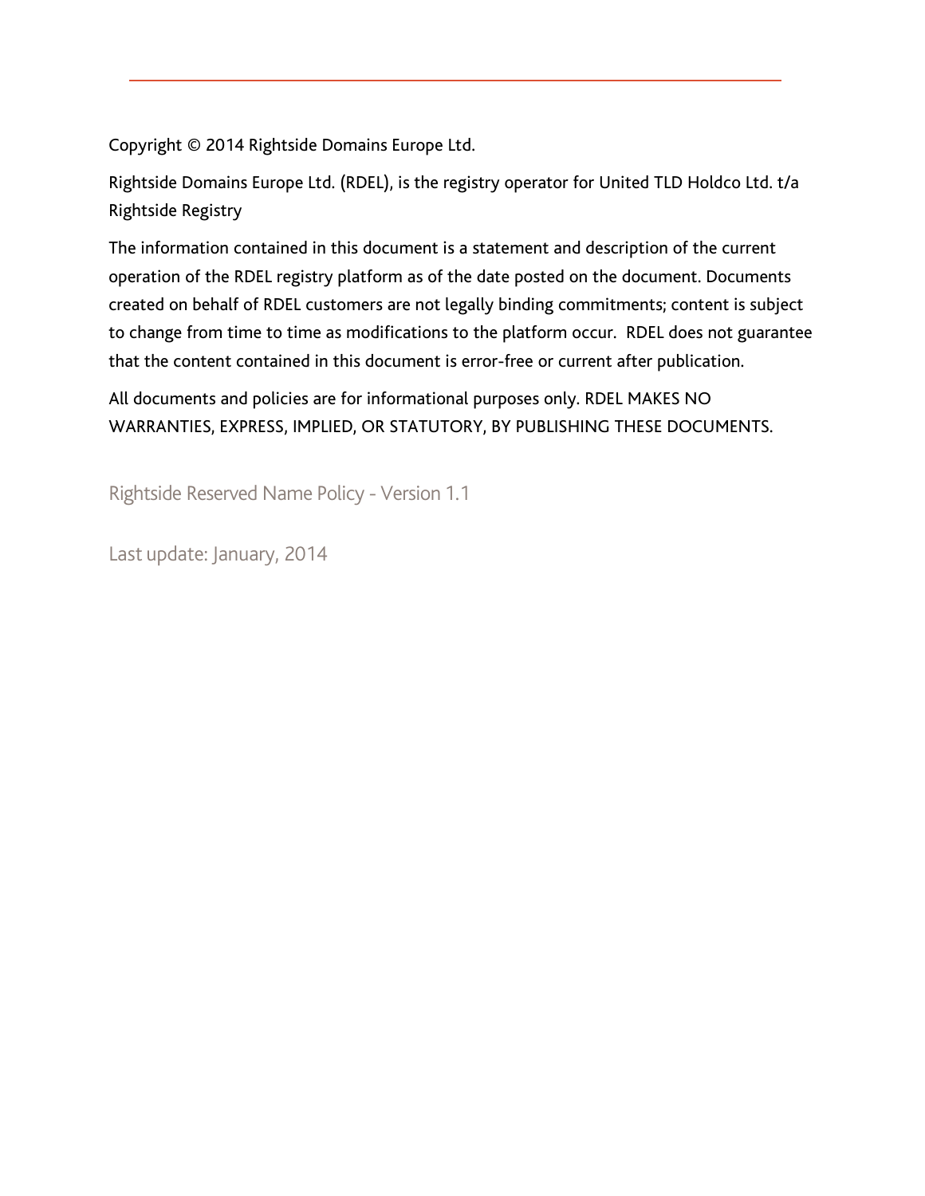Copyright © 2014 Rightside Domains Europe Ltd.

Rightside Domains Europe Ltd. (RDEL), is the registry operator for United TLD Holdco Ltd. t/a Rightside Registry

The information contained in this document is a statement and description of the current operation of the RDEL registry platform as of the date posted on the document. Documents created on behalf of RDEL customers are not legally binding commitments; content is subject to change from time to time as modifications to the platform occur. RDEL does not guarantee that the content contained in this document is error-free or current after publication.

All documents and policies are for informational purposes only. RDEL MAKES NO WARRANTIES, EXPRESS, IMPLIED, OR STATUTORY, BY PUBLISHING THESE DOCUMENTS.

Rightside Reserved Name Policy - Version 1.1

Last update: January, 2014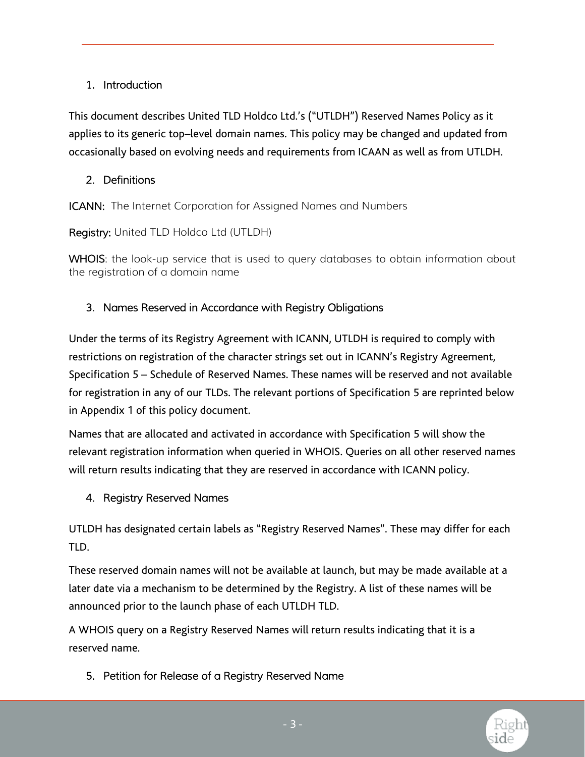## 1. Introduction

This document describes United TLD Holdco Ltd.'s ("UTLDH") Reserved Names Policy as it applies to its generic top–level domain names. This policy may be changed and updated from occasionally based on evolving needs and requirements from ICAAN as well as from UTLDH.

## 2. Definitions

**ICANN:** The Internet Corporation for Assigned Names and Numbers

**Registry:** United TLD Holdco Ltd (UTLDH)

**WHOIS**: the look-up service that is used to query databases to obtain information about the registration of a domain name

## 3. Names Reserved in Accordance with Registry Obligations

Under the terms of its Registry Agreement with ICANN, UTLDH is required to comply with restrictions on registration of the character strings set out in ICANN's Registry Agreement, Specification 5 – Schedule of Reserved Names. These names will be reserved and not available for registration in any of our TLDs. The relevant portions of Specification 5 are reprinted below in Appendix 1 of this policy document.

Names that are allocated and activated in accordance with Specification 5 will show the relevant registration information when queried in WHOIS. Queries on all other reserved names will return results indicating that they are reserved in accordance with ICANN policy.

## 4. Registry Reserved Names

UTLDH has designated certain labels as "Registry Reserved Names". These may differ for each TLD.

These reserved domain names will not be available at launch, but may be made available at a later date via a mechanism to be determined by the Registry. A list of these names will be announced prior to the launch phase of each UTLDH TLD.

A WHOIS query on a Registry Reserved Names will return results indicating that it is a reserved name.

## 5. Petition for Release of a Registry Reserved Name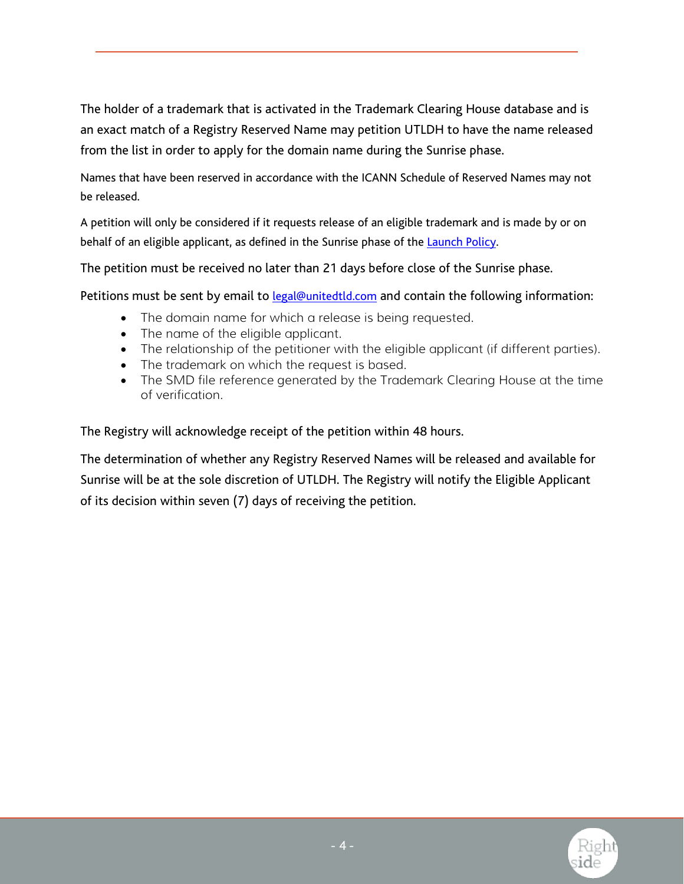The holder of a trademark that is activated in the Trademark Clearing House database and is an exact match of a Registry Reserved Name may petition UTLDH to have the name released from the list in order to apply for the domain name during the Sunrise phase.

Names that have been reserved in accordance with the ICANN Schedule of Reserved Names may not be released.

A petition will only be considered if it requests release of an eligible trademark and is made by or on behalf of an eligible applicant, as defined in the Sunrise phase of the Launch Policy.

The petition must be received no later than 21 days before close of the Sunrise phase.

Petitions must be sent by email to legal@unitedtld.com and contain the following information:

- The domain name for which a release is being requested.
- The name of the eligible applicant.
- The relationship of the petitioner with the eligible applicant (if different parties).
- The trademark on which the request is based.
- The SMD file reference generated by the Trademark Clearing House at the time of verification.

The Registry will acknowledge receipt of the petition within 48 hours.

The determination of whether any Registry Reserved Names will be released and available for Sunrise will be at the sole discretion of UTLDH. The Registry will notify the Eligible Applicant of its decision within seven (7) days of receiving the petition.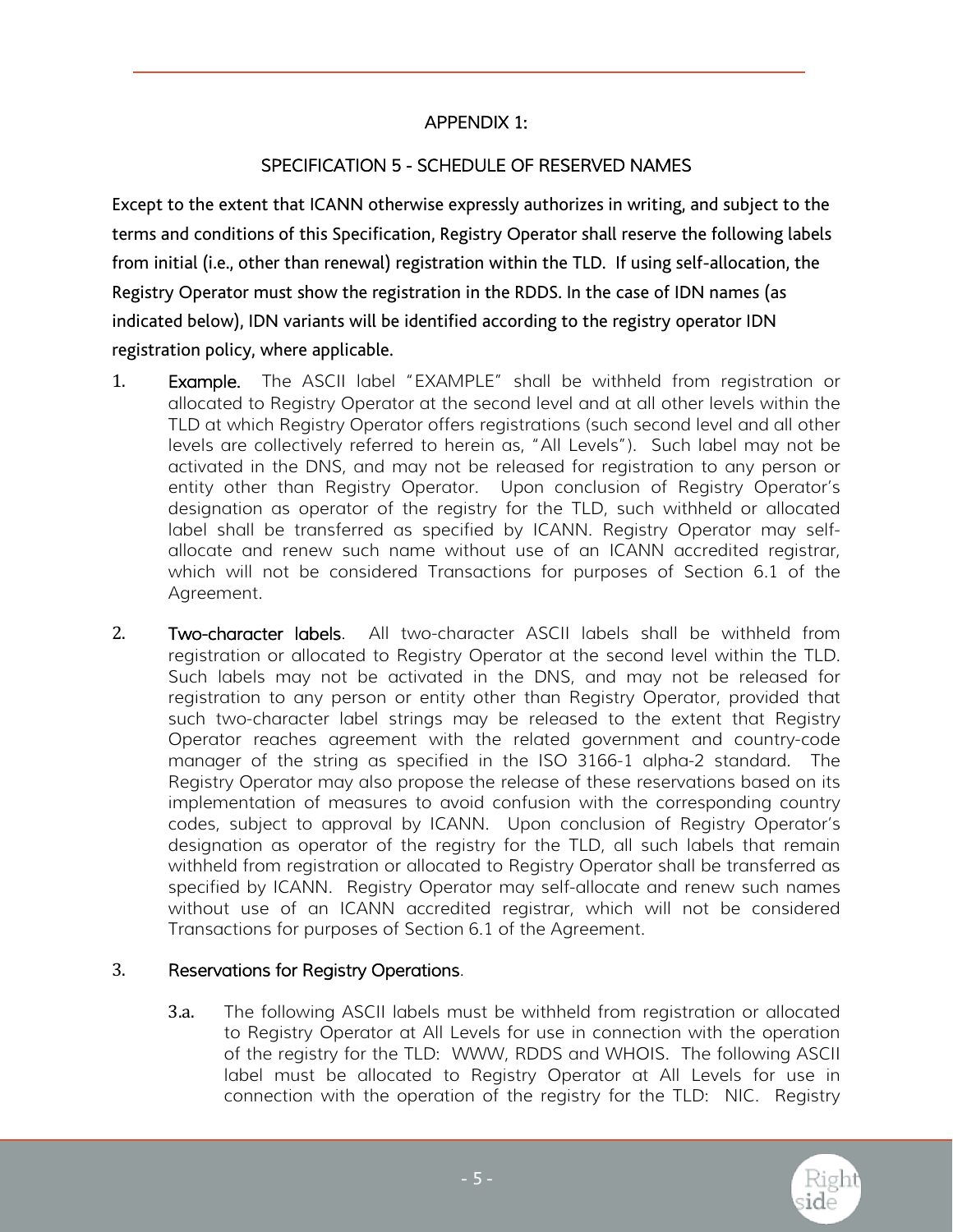## APPENDIX 1:

## SPECIFICATION 5 - SCHEDULE OF RESERVED NAMES

Except to the extent that ICANN otherwise expressly authorizes in writing, and subject to the terms and conditions of this Specification, Registry Operator shall reserve the following labels from initial (i.e., other than renewal) registration within the TLD. If using self-allocation, the Registry Operator must show the registration in the RDDS. In the case of IDN names (as indicated below), IDN variants will be identified according to the registry operator IDN registration policy, where applicable.

1. **Example.** The ASCII label "EXAMPLE" shall be withheld from registration or allocated to Registry Operator at the second level and at all other levels within the TLD at which Registry Operator offers registrations (such second level and all other levels are collectively referred to herein as, "All Levels"). Such label may not be activated in the DNS, and may not be released for registration to any person or entity other than Registry Operator. Upon conclusion of Registry Operator's designation as operator of the registry for the TLD, such withheld or allocated label shall be transferred as specified by ICANN. Registry Operator may self-allocate and renew such name without use of an ICANN accredited registrar, which will not be considered Transactions for purposes of Section 6.1 of the Agreement.

2. **Two-character labels**. All two-character ASCII labels shall be withheld from registration or allocated to Registry Operator at the second level within the TLD. Such labels may not be activated in the DNS, and may not be released for registration to any person or entity other than Registry Operator, provided that such two-character label strings may be released to the extent that Registry Operator reaches agreement with the related government and country-code manager of the string as specified in the ISO 3166-1 alpha-2 standard. The Registry Operator may also propose the release of these reservations based on its implementation of measures to avoid confusion with the corresponding country codes, subject to approval by ICANN. Upon conclusion of Registry Operator's designation as operator of the registry for the TLD, all such labels that remain withheld from registration or allocated to Registry Operator shall be transferred as specified by ICANN. Registry Operator may self-allocate and renew such names without use of an ICANN accredited registrar, which will not be considered Transactions for purposes of Section 6.1 of the Agreement.

3. **Reservations for Registry Operations**.

   3.a. The following ASCII labels must be withheld from registration or allocated to Registry Operator at All Levels for use in connection with the operation of the registry for the TLD: WWW, RDDS and WHOIS. The following ASCII label must be allocated to Registry Operator at All Levels for use in connection with the operation of the registry for the TLD: NIC. Registry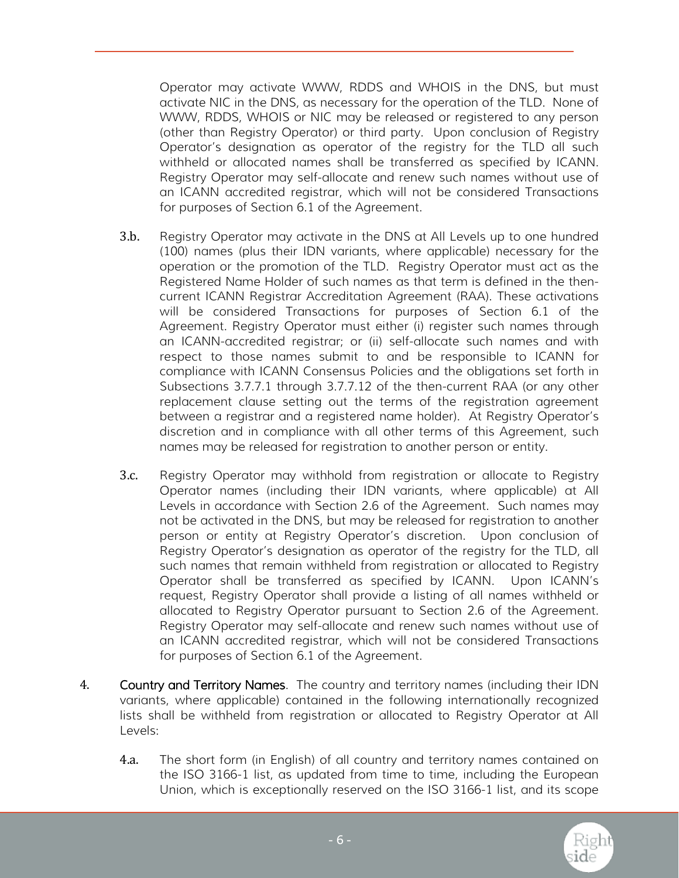Operator may activate WWW, RDDS and WHOIS in the DNS, but must activate NIC in the DNS, as necessary for the operation of the TLD. None of WWW, RDDS, WHOIS or NIC may be released or registered to any person (other than Registry Operator) or third party. Upon conclusion of Registry Operator's designation as operator of the registry for the TLD all such withheld or allocated names shall be transferred as specified by ICANN. Registry Operator may self-allocate and renew such names without use of an ICANN accredited registrar, which will not be considered Transactions for purposes of Section 6.1 of the Agreement.

**3.b.** Registry Operator may activate in the DNS at All Levels up to one hundred (100) names (plus their IDN variants, where applicable) necessary for the operation or the promotion of the TLD. Registry Operator must act as the Registered Name Holder of such names as that term is defined in the then-current ICANN Registrar Accreditation Agreement (RAA). These activations will be considered Transactions for purposes of Section 6.1 of the Agreement. Registry Operator must either (i) register such names through an ICANN-accredited registrar; or (ii) self-allocate such names and with respect to those names submit to and be responsible to ICANN for compliance with ICANN Consensus Policies and the obligations set forth in Subsections 3.7.7.1 through 3.7.7.12 of the then-current RAA (or any other replacement clause setting out the terms of the registration agreement between a registrar and a registered name holder). At Registry Operator's discretion and in compliance with all other terms of this Agreement, such names may be released for registration to another person or entity.

**3.c.** Registry Operator may withhold from registration or allocate to Registry Operator names (including their IDN variants, where applicable) at All Levels in accordance with Section 2.6 of the Agreement. Such names may not be activated in the DNS, but may be released for registration to another person or entity at Registry Operator's discretion. Upon conclusion of Registry Operator's designation as operator of the registry for the TLD, all such names that remain withheld from registration or allocated to Registry Operator shall be transferred as specified by ICANN. Upon ICANN's request, Registry Operator shall provide a listing of all names withheld or allocated to Registry Operator pursuant to Section 2.6 of the Agreement. Registry Operator may self-allocate and renew such names without use of an ICANN accredited registrar, which will not be considered Transactions for purposes of Section 6.1 of the Agreement.

**4.** **Country and Territory Names**. The country and territory names (including their IDN variants, where applicable) contained in the following internationally recognized lists shall be withheld from registration or allocated to Registry Operator at All Levels:

**4.a.** The short form (in English) of all country and territory names contained on the ISO 3166-1 list, as updated from time to time, including the European Union, which is exceptionally reserved on the ISO 3166-1 list, and its scope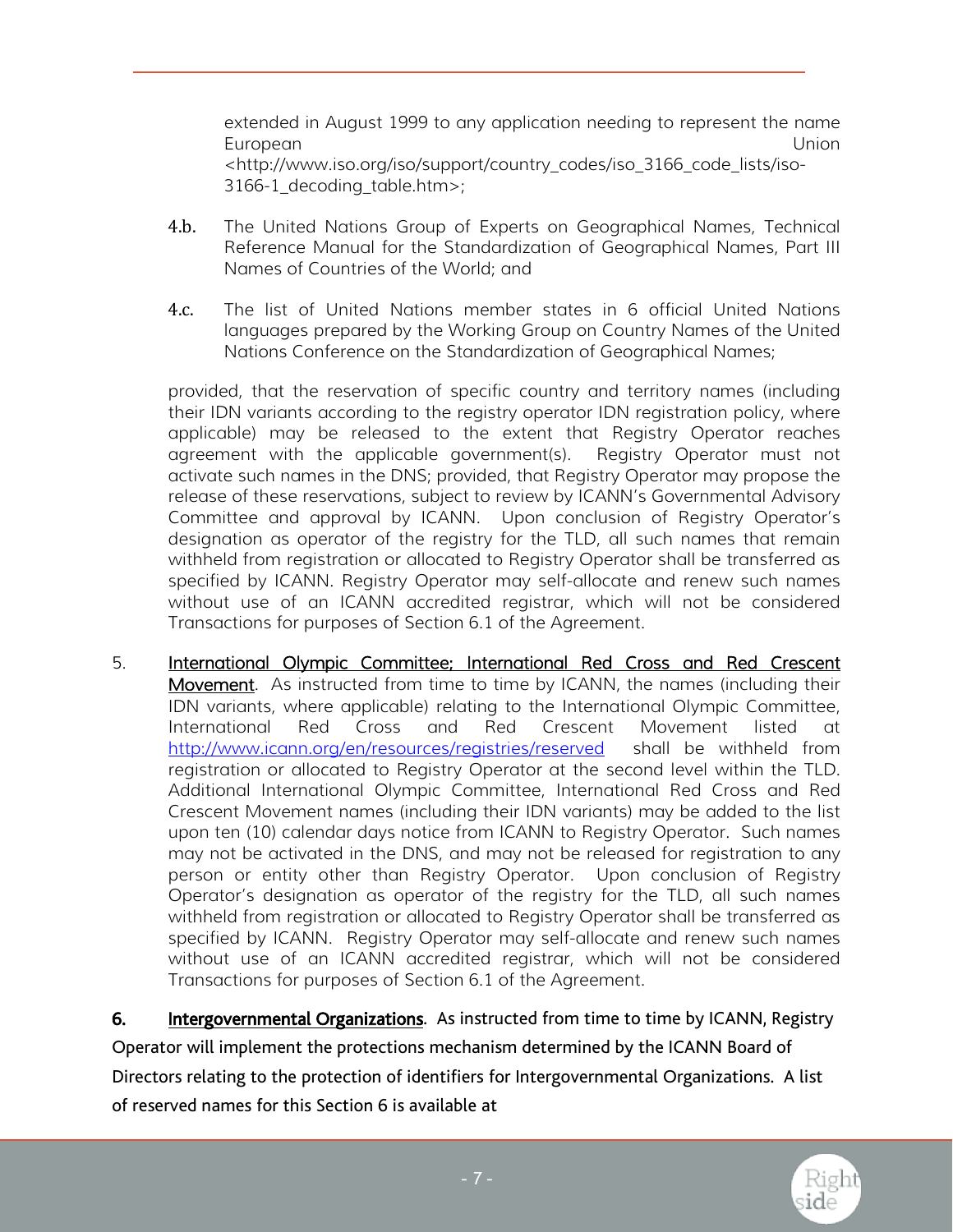extended in August 1999 to any application needing to represent the name European Union <http://www.iso.org/iso/support/country_codes/iso_3166_code_lists/iso-3166-1_decoding_table.htm>;

4.b. The United Nations Group of Experts on Geographical Names, Technical Reference Manual for the Standardization of Geographical Names, Part III Names of Countries of the World; and

4.c. The list of United Nations member states in 6 official United Nations languages prepared by the Working Group on Country Names of the United Nations Conference on the Standardization of Geographical Names;

provided, that the reservation of specific country and territory names (including their IDN variants according to the registry operator IDN registration policy, where applicable) may be released to the extent that Registry Operator reaches agreement with the applicable government(s). Registry Operator must not activate such names in the DNS; provided, that Registry Operator may propose the release of these reservations, subject to review by ICANN's Governmental Advisory Committee and approval by ICANN. Upon conclusion of Registry Operator's designation as operator of the registry for the TLD, all such names that remain withheld from registration or allocated to Registry Operator shall be transferred as specified by ICANN. Registry Operator may self-allocate and renew such names without use of an ICANN accredited registrar, which will not be considered Transactions for purposes of Section 6.1 of the Agreement.

5. <u>International Olympic Committee; International Red Cross and Red Crescent Movement</u>. As instructed from time to time by ICANN, the names (including their IDN variants, where applicable) relating to the International Olympic Committee, International Red Cross and Red Crescent Movement listed at http://www.icann.org/en/resources/registries/reserved shall be withheld from registration or allocated to Registry Operator at the second level within the TLD. Additional International Olympic Committee, International Red Cross and Red Crescent Movement names (including their IDN variants) may be added to the list upon ten (10) calendar days notice from ICANN to Registry Operator. Such names may not be activated in the DNS, and may not be released for registration to any person or entity other than Registry Operator. Upon conclusion of Registry Operator's designation as operator of the registry for the TLD, all such names withheld from registration or allocated to Registry Operator shall be transferred as specified by ICANN. Registry Operator may self-allocate and renew such names without use of an ICANN accredited registrar, which will not be considered Transactions for purposes of Section 6.1 of the Agreement.

**6.** <u>Intergovernmental Organizations</u>. As instructed from time to time by ICANN, Registry Operator will implement the protections mechanism determined by the ICANN Board of Directors relating to the protection of identifiers for Intergovernmental Organizations. A list of reserved names for this Section 6 is available at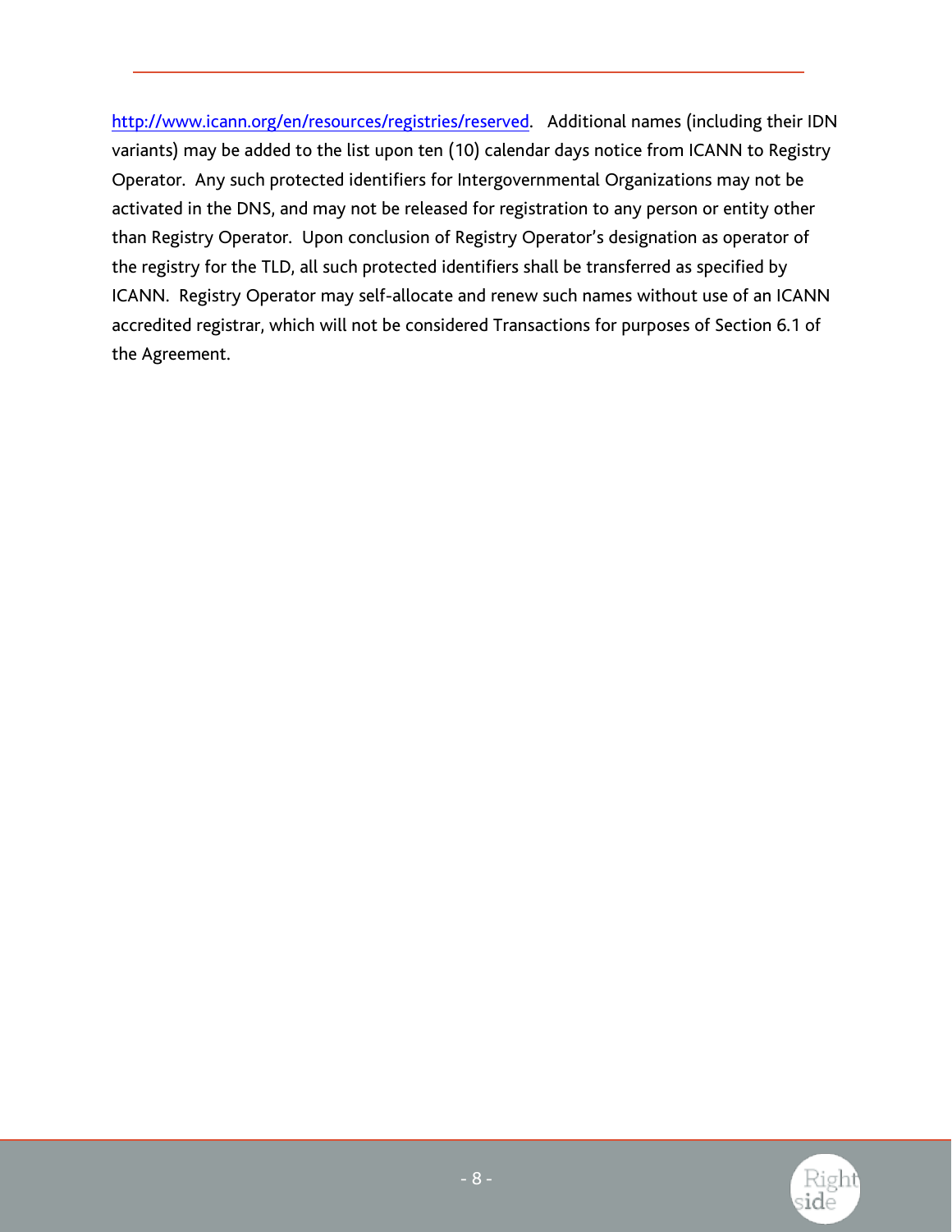http://www.icann.org/en/resources/registries/reserved.  Additional names (including their IDN variants) may be added to the list upon ten (10) calendar days notice from ICANN to Registry Operator.  Any such protected identifiers for Intergovernmental Organizations may not be activated in the DNS, and may not be released for registration to any person or entity other than Registry Operator.  Upon conclusion of Registry Operator's designation as operator of the registry for the TLD, all such protected identifiers shall be transferred as specified by ICANN.  Registry Operator may self-allocate and renew such names without use of an ICANN accredited registrar, which will not be considered Transactions for purposes of Section 6.1 of the Agreement.